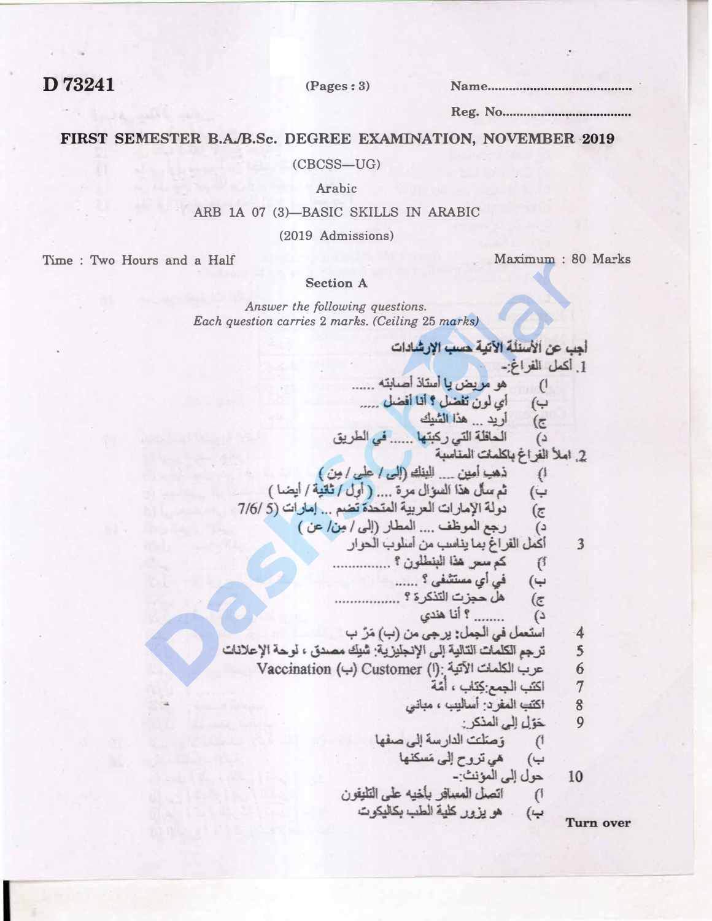**D 73241** (Pages : 3) Name..................................

Reg. No..................................

## FIRST SEMESTER B.A./B.Sc. DEGREE EXAMINATION, NOVEMBER 2019

(CBCSS—UG)

Arabic

ARB 1A 07 (3)—BASIC SKILLS IN ARABIC

(2019 Admissions)

Time : Two Hours and a Half                                                                 Maximum : 80 Marks

### Section A

*Answer the following questions.*
*Each question carries 2 marks. (Ceiling 25 marks)*

**أجب عن الأسئلة الآتية حسب الإرشادات**

1. أكمل الفراغ:-

ا) هو مريض يا أستاذ أصابته ......

ب) أي لون تفضل ؟ أنا أفضل .....

ج) أريد ... هذا الشيك

د) الحافلة التي ركبتها ...... في الطريق

2. املأ الفراغ بالكلمات المناسبة

ا) ذهب أمين ... البنك (إلى / على / من )

ب) ثم سأل هذا السؤال مرة .... ( أول / ثانية / أيضا )

ج) دولة الإمارات العربية المتحدة تضم ... إمارات (5 /6/ 7)

د) رجع الموظف .... المطار (إلى / من/ عن )

3. أكمل الفراغ بما يناسب من أسلوب الحوار

أ) كم سعر هذا البنطلون ؟ ..............

ب) في أي مستشفى ؟ ......

ج) هل حجزت التذكرة ؟ .................

د) ....... ؟ أنا هندي

4. استعمل في الجمل: يرجى من (ب) مَرّ ب

5. ترجم الكلمات التالية إلى الإنجليزية: شيك مصدق ، لوحة الإعلانات

6. عرب الكلمات الآتية :(ا) Customer (ب) Vaccination

7. اكتب الجمع:كِتاب ، أُمّة

8. اكتب المفرد: أساليب ، مباني

9. حوّل إلى المذكر:

ا) وَصلَت الدارسة إلى صفها

ب) هي تروح إلى مَسكنها

10. حول إلى المؤنث:-

ا) اتصل المسافر بأخيه على التليفون

ب) هو يزور كلية الطب بكاليكوت

Turn over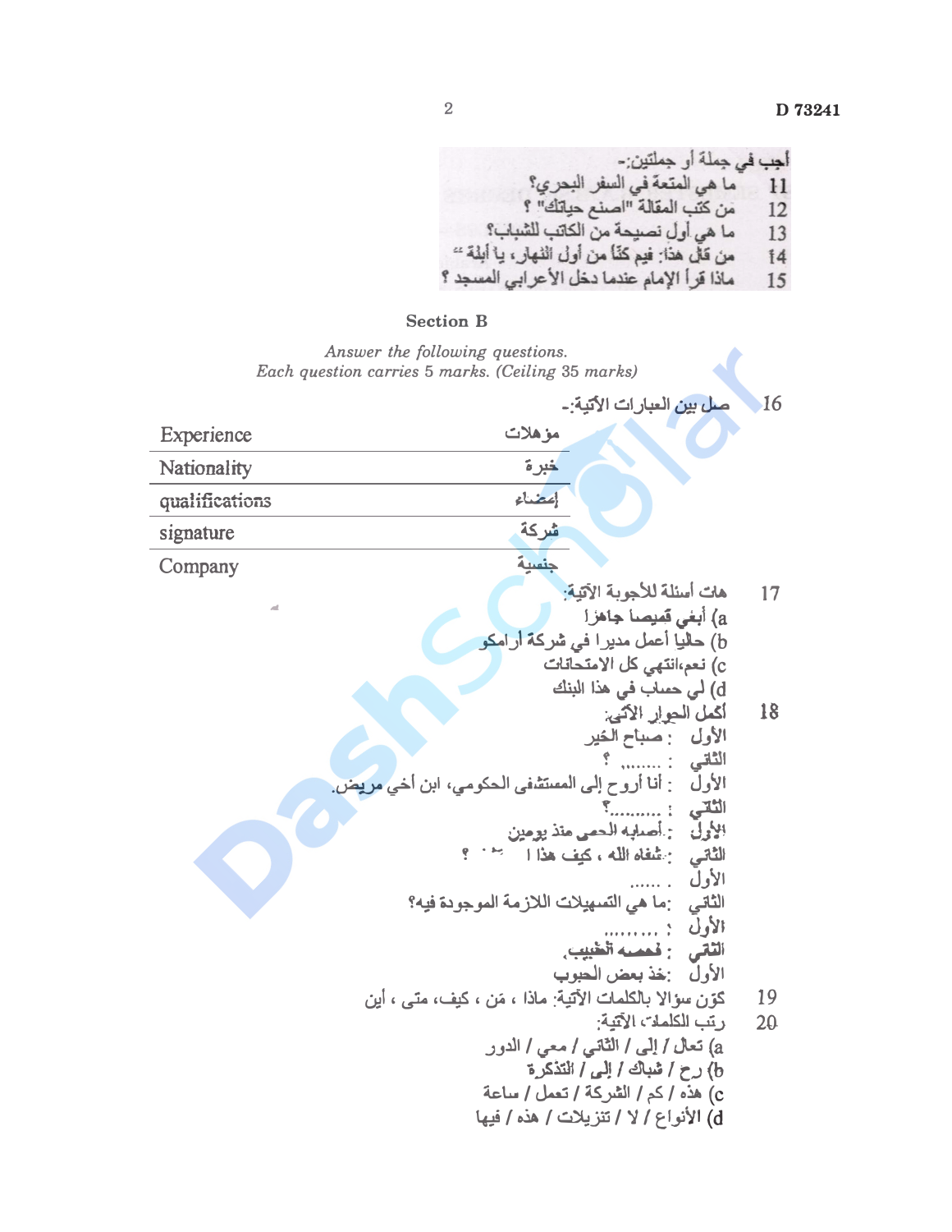أجب في جملة أو جملتين:-

11 ما هي المتعة في السفر البحري؟

12 من كتب المقالة "اصنع حياتك" ؟

13 ما هي أول نصيحة من الكاتب للشباب؟

14 من قال هذا: فيم كنّا من أول النهار، يا أبلة "

15 ماذا قرأ الإمام عندما دخل الأعرابي المسجد ؟

## Section B

*Answer the following questions.*
*Each question carries 5 marks. (Ceiling 35 marks)*

16 صل بين العبارات الآتية:-

| | |
|---|---|
| Experience | مؤهلات |
| Nationality | خبرة |
| qualifications | إعضاء |
| signature | شركة |
| Company | جنسية |

17 هات أسئلة للأجوبة الآتية:

a) أبغي قميصا جاهزا

b) حاليًا أعمل مديرا في شركة أرامكو

c) نعم،انتهي كل الامتحانات

d) لي حساب في هذا البنك

18 أكمل الحوار الآتي:

الأول : صباح الخير

الثاني : ....... ؟

الأول : أنا أروح إلى المستشفى الحكومي، ابن أخي مريض.

الثاني : .........؟

الأول : أصابه الحمى منذ يومين

الثاني : شفاه الله ، كيف هذا ا ...... ؟

الأول : ......

الثاني : ما هي التسهيلات اللازمة الموجودة فيه؟

الأول : ......... ؛

الثاني : فحصه الطبيب،

الأول : خذ بعض الحبوب

19 كوّن سؤالا بالكلمات الآتية: ماذا ، مَن ، كيف، متى ، أين

20 رتب الكلمات الآتية:

a) تعال / إلى / الثاني / معي / الدور

b) رح / شباك / إلى / التذكرة

c) هذه / كم / الشركة / تعمل / ساعة

d) الأنواع / لا / تنزيلات / هذه / فيها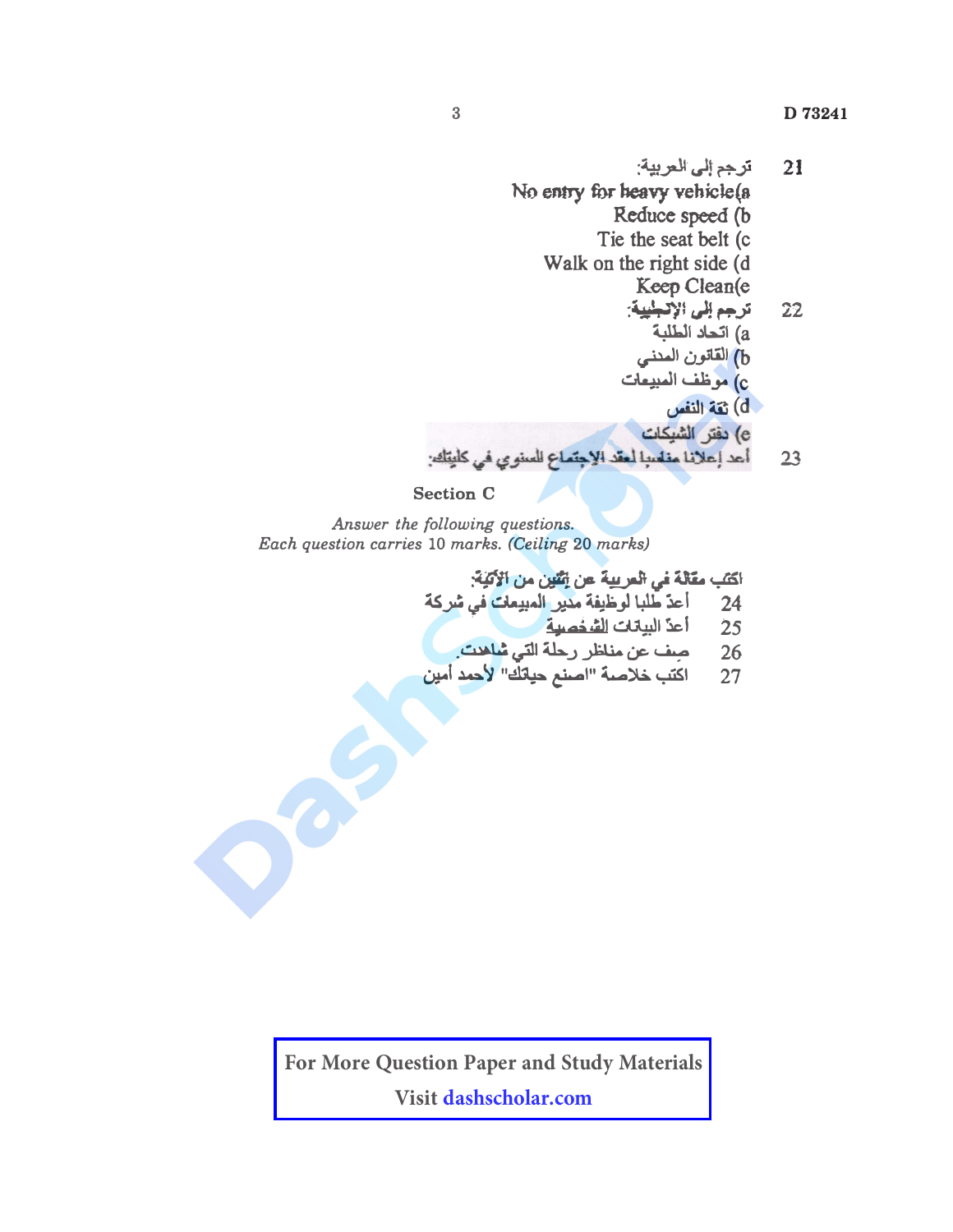21 ترجم إلى العربية:

a) No entry for heavy vehicle

b) Reduce speed

c) Tie the seat belt

d) Walk on the right side

e) Keep Clean

22 ترجم إلى الإنجليزية:

a) اتحاد الطلبة

b) القانون المدني

c) موظف المبيعات

d) ثقة النفس

e) دفتر الشيكات

23 أعد إعلانا مناسبا لعقد الإجتماع السنوي في كليتك:

## Section C

*Answer the following questions.*
*Each question carries 10 marks. (Ceiling 20 marks)*

اكتب مقالة في العربية عن إثنين من الآتية:

24 أعدّ طلبا لوظيفة مدير المبيعات في شركة

25 أعدّ البيانات الشخصية

26 صِف عن مناظر رحلة التي شاهدت.

27 اكتب خلاصة "اصنع حياتك" لأحمد أمين